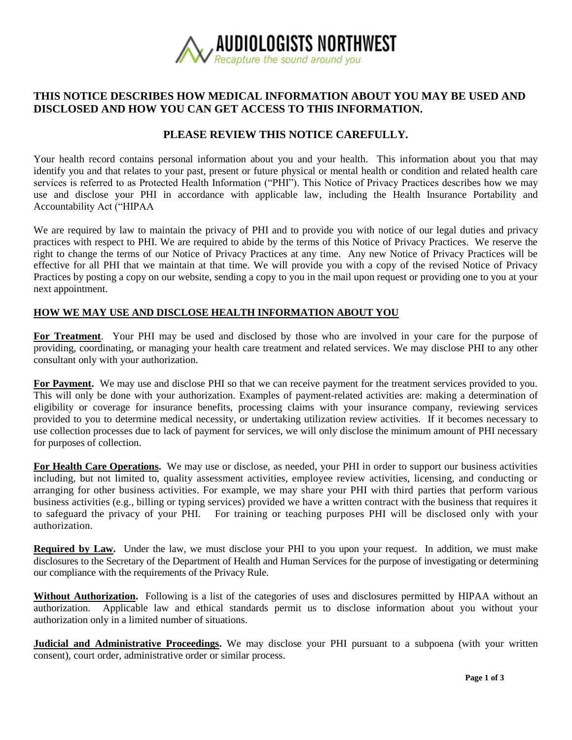**AUDIOLOGISTS NORTHWEST**
*Recapture the sound around you*

# THIS NOTICE DESCRIBES HOW MEDICAL INFORMATION ABOUT YOU MAY BE USED AND DISCLOSED AND HOW YOU CAN GET ACCESS TO THIS INFORMATION.

## PLEASE REVIEW THIS NOTICE CAREFULLY.

Your health record contains personal information about you and your health. This information about you that may identify you and that relates to your past, present or future physical or mental health or condition and related health care services is referred to as Protected Health Information ("PHI"). This Notice of Privacy Practices describes how we may use and disclose your PHI in accordance with applicable law, including the Health Insurance Portability and Accountability Act ("HIPAA

We are required by law to maintain the privacy of PHI and to provide you with notice of our legal duties and privacy practices with respect to PHI. We are required to abide by the terms of this Notice of Privacy Practices. We reserve the right to change the terms of our Notice of Privacy Practices at any time. Any new Notice of Privacy Practices will be effective for all PHI that we maintain at that time. We will provide you with a copy of the revised Notice of Privacy Practices by posting a copy on our website, sending a copy to you in the mail upon request or providing one to you at your next appointment.

## HOW WE MAY USE AND DISCLOSE HEALTH INFORMATION ABOUT YOU

**For Treatment**. Your PHI may be used and disclosed by those who are involved in your care for the purpose of providing, coordinating, or managing your health care treatment and related services. We may disclose PHI to any other consultant only with your authorization.

**For Payment.** We may use and disclose PHI so that we can receive payment for the treatment services provided to you. This will only be done with your authorization. Examples of payment-related activities are: making a determination of eligibility or coverage for insurance benefits, processing claims with your insurance company, reviewing services provided to you to determine medical necessity, or undertaking utilization review activities. If it becomes necessary to use collection processes due to lack of payment for services, we will only disclose the minimum amount of PHI necessary for purposes of collection.

**For Health Care Operations.** We may use or disclose, as needed, your PHI in order to support our business activities including, but not limited to, quality assessment activities, employee review activities, licensing, and conducting or arranging for other business activities. For example, we may share your PHI with third parties that perform various business activities (e.g., billing or typing services) provided we have a written contract with the business that requires it to safeguard the privacy of your PHI. For training or teaching purposes PHI will be disclosed only with your authorization.

**Required by Law.** Under the law, we must disclose your PHI to you upon your request. In addition, we must make disclosures to the Secretary of the Department of Health and Human Services for the purpose of investigating or determining our compliance with the requirements of the Privacy Rule.

**Without Authorization.** Following is a list of the categories of uses and disclosures permitted by HIPAA without an authorization. Applicable law and ethical standards permit us to disclose information about you without your authorization only in a limited number of situations.

**Judicial and Administrative Proceedings.** We may disclose your PHI pursuant to a subpoena (with your written consent), court order, administrative order or similar process.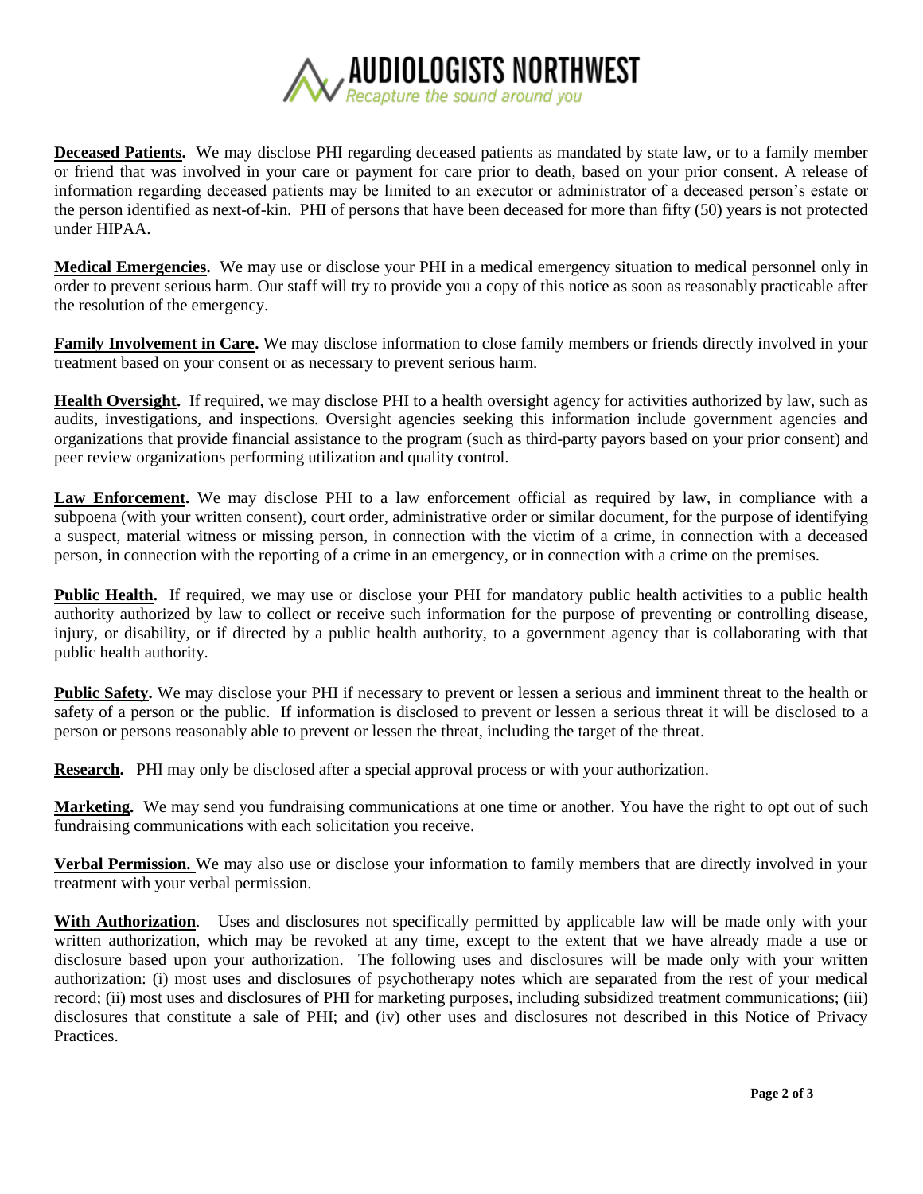**Deceased Patients.** We may disclose PHI regarding deceased patients as mandated by state law, or to a family member or friend that was involved in your care or payment for care prior to death, based on your prior consent. A release of information regarding deceased patients may be limited to an executor or administrator of a deceased person's estate or the person identified as next-of-kin. PHI of persons that have been deceased for more than fifty (50) years is not protected under HIPAA.

**Medical Emergencies.** We may use or disclose your PHI in a medical emergency situation to medical personnel only in order to prevent serious harm. Our staff will try to provide you a copy of this notice as soon as reasonably practicable after the resolution of the emergency.

**Family Involvement in Care.** We may disclose information to close family members or friends directly involved in your treatment based on your consent or as necessary to prevent serious harm.

**Health Oversight.** If required, we may disclose PHI to a health oversight agency for activities authorized by law, such as audits, investigations, and inspections. Oversight agencies seeking this information include government agencies and organizations that provide financial assistance to the program (such as third-party payors based on your prior consent) and peer review organizations performing utilization and quality control.

**Law Enforcement.** We may disclose PHI to a law enforcement official as required by law, in compliance with a subpoena (with your written consent), court order, administrative order or similar document, for the purpose of identifying a suspect, material witness or missing person, in connection with the victim of a crime, in connection with a deceased person, in connection with the reporting of a crime in an emergency, or in connection with a crime on the premises.

**Public Health.** If required, we may use or disclose your PHI for mandatory public health activities to a public health authority authorized by law to collect or receive such information for the purpose of preventing or controlling disease, injury, or disability, or if directed by a public health authority, to a government agency that is collaborating with that public health authority.

**Public Safety.** We may disclose your PHI if necessary to prevent or lessen a serious and imminent threat to the health or safety of a person or the public. If information is disclosed to prevent or lessen a serious threat it will be disclosed to a person or persons reasonably able to prevent or lessen the threat, including the target of the threat.

**Research.** PHI may only be disclosed after a special approval process or with your authorization.

**Marketing.** We may send you fundraising communications at one time or another. You have the right to opt out of such fundraising communications with each solicitation you receive.

**Verbal Permission.** We may also use or disclose your information to family members that are directly involved in your treatment with your verbal permission.

**With Authorization**. Uses and disclosures not specifically permitted by applicable law will be made only with your written authorization, which may be revoked at any time, except to the extent that we have already made a use or disclosure based upon your authorization. The following uses and disclosures will be made only with your written authorization: (i) most uses and disclosures of psychotherapy notes which are separated from the rest of your medical record; (ii) most uses and disclosures of PHI for marketing purposes, including subsidized treatment communications; (iii) disclosures that constitute a sale of PHI; and (iv) other uses and disclosures not described in this Notice of Privacy Practices.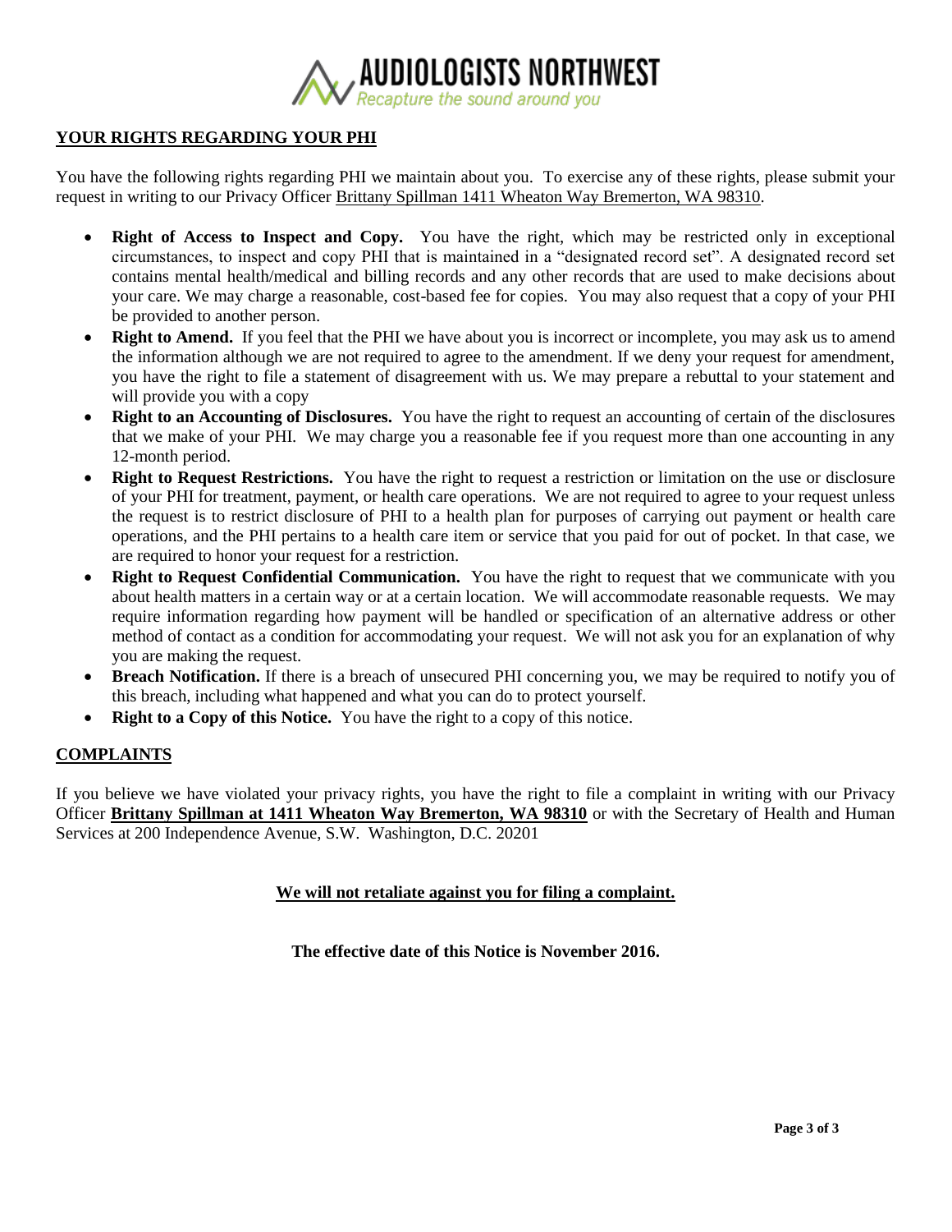## YOUR RIGHTS REGARDING YOUR PHI

You have the following rights regarding PHI we maintain about you. To exercise any of these rights, please submit your request in writing to our Privacy Officer Brittany Spillman 1411 Wheaton Way Bremerton, WA 98310.

- **Right of Access to Inspect and Copy.** You have the right, which may be restricted only in exceptional circumstances, to inspect and copy PHI that is maintained in a "designated record set". A designated record set contains mental health/medical and billing records and any other records that are used to make decisions about your care. We may charge a reasonable, cost-based fee for copies. You may also request that a copy of your PHI be provided to another person.
- **Right to Amend.** If you feel that the PHI we have about you is incorrect or incomplete, you may ask us to amend the information although we are not required to agree to the amendment. If we deny your request for amendment, you have the right to file a statement of disagreement with us. We may prepare a rebuttal to your statement and will provide you with a copy
- **Right to an Accounting of Disclosures.** You have the right to request an accounting of certain of the disclosures that we make of your PHI. We may charge you a reasonable fee if you request more than one accounting in any 12-month period.
- **Right to Request Restrictions.** You have the right to request a restriction or limitation on the use or disclosure of your PHI for treatment, payment, or health care operations. We are not required to agree to your request unless the request is to restrict disclosure of PHI to a health plan for purposes of carrying out payment or health care operations, and the PHI pertains to a health care item or service that you paid for out of pocket. In that case, we are required to honor your request for a restriction.
- **Right to Request Confidential Communication.** You have the right to request that we communicate with you about health matters in a certain way or at a certain location. We will accommodate reasonable requests. We may require information regarding how payment will be handled or specification of an alternative address or other method of contact as a condition for accommodating your request. We will not ask you for an explanation of why you are making the request.
- **Breach Notification.** If there is a breach of unsecured PHI concerning you, we may be required to notify you of this breach, including what happened and what you can do to protect yourself.
- **Right to a Copy of this Notice.** You have the right to a copy of this notice.

## COMPLAINTS

If you believe we have violated your privacy rights, you have the right to file a complaint in writing with our Privacy Officer **Brittany Spillman at 1411 Wheaton Way Bremerton, WA 98310** or with the Secretary of Health and Human Services at 200 Independence Avenue, S.W. Washington, D.C. 20201

**We will not retaliate against you for filing a complaint.**

**The effective date of this Notice is November 2016.**